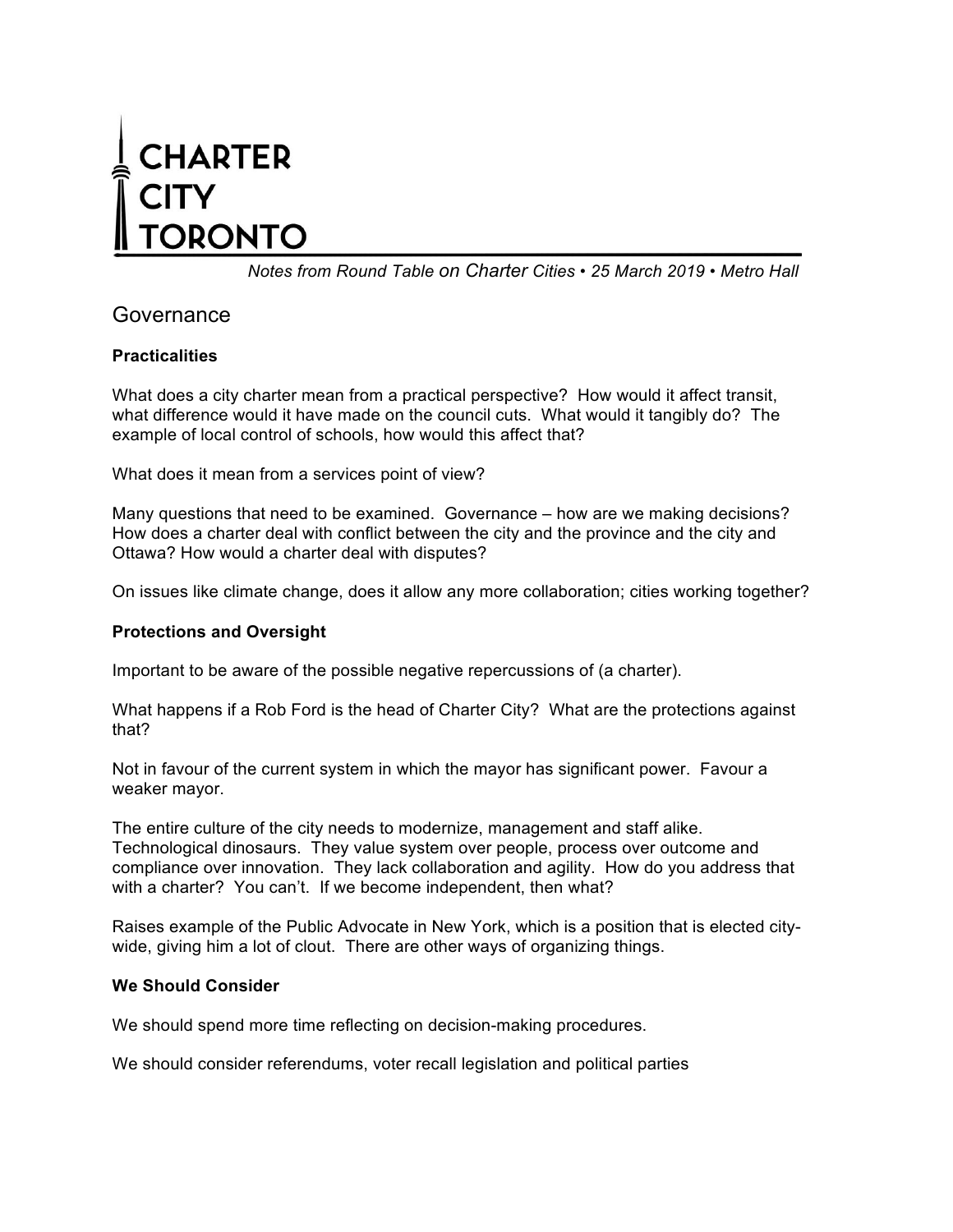# CHARTER CITY TORONTO

*Notes from Round Table on Charter Cities • 25 March 2019 • Metro Hall*

## Governance

### Practicalities

What does a city charter mean from a practical perspective? How would it affect transit, what difference would it have made on the council cuts. What would it tangibly do? The example of local control of schools, how would this affect that?

What does it mean from a services point of view?

Many questions that need to be examined. Governance – how are we making decisions? How does a charter deal with conflict between the city and the province and the city and Ottawa? How would a charter deal with disputes?

On issues like climate change, does it allow any more collaboration; cities working together?

### Protections and Oversight

Important to be aware of the possible negative repercussions of (a charter).

What happens if a Rob Ford is the head of Charter City? What are the protections against that?

Not in favour of the current system in which the mayor has significant power. Favour a weaker mayor.

The entire culture of the city needs to modernize, management and staff alike. Technological dinosaurs. They value system over people, process over outcome and compliance over innovation. They lack collaboration and agility. How do you address that with a charter? You can't. If we become independent, then what?

Raises example of the Public Advocate in New York, which is a position that is elected city-wide, giving him a lot of clout. There are other ways of organizing things.

### We Should Consider

We should spend more time reflecting on decision-making procedures.

We should consider referendums, voter recall legislation and political parties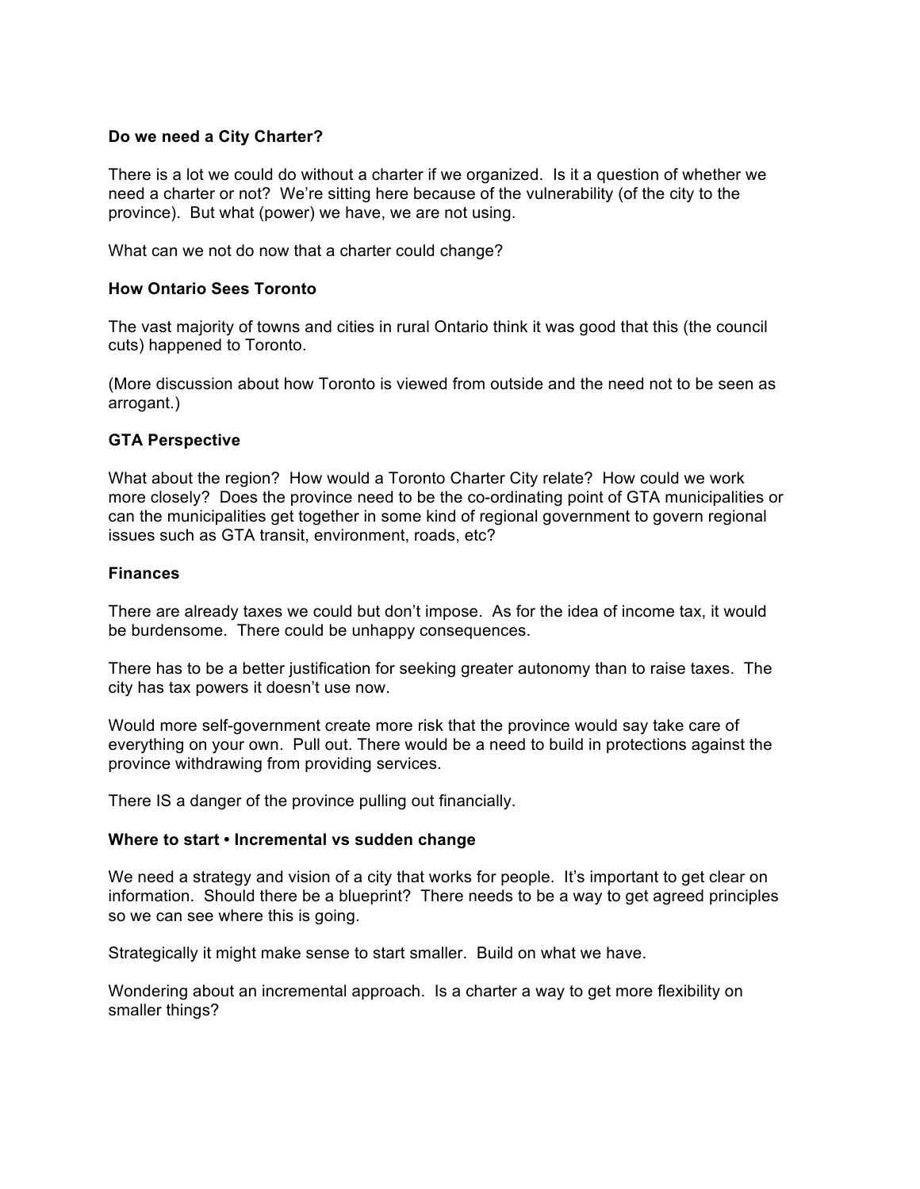**Do we need a City Charter?**

There is a lot we could do without a charter if we organized. Is it a question of whether we need a charter or not? We're sitting here because of the vulnerability (of the city to the province). But what (power) we have, we are not using.

What can we not do now that a charter could change?

**How Ontario Sees Toronto**

The vast majority of towns and cities in rural Ontario think it was good that this (the council cuts) happened to Toronto.

(More discussion about how Toronto is viewed from outside and the need not to be seen as arrogant.)

**GTA Perspective**

What about the region? How would a Toronto Charter City relate? How could we work more closely? Does the province need to be the co-ordinating point of GTA municipalities or can the municipalities get together in some kind of regional government to govern regional issues such as GTA transit, environment, roads, etc?

**Finances**

There are already taxes we could but don't impose. As for the idea of income tax, it would be burdensome. There could be unhappy consequences.

There has to be a better justification for seeking greater autonomy than to raise taxes. The city has tax powers it doesn't use now.

Would more self-government create more risk that the province would say take care of everything on your own. Pull out. There would be a need to build in protections against the province withdrawing from providing services.

There IS a danger of the province pulling out financially.

**Where to start • Incremental vs sudden change**

We need a strategy and vision of a city that works for people. It's important to get clear on information. Should there be a blueprint? There needs to be a way to get agreed principles so we can see where this is going.

Strategically it might make sense to start smaller. Build on what we have.

Wondering about an incremental approach. Is a charter a way to get more flexibility on smaller things?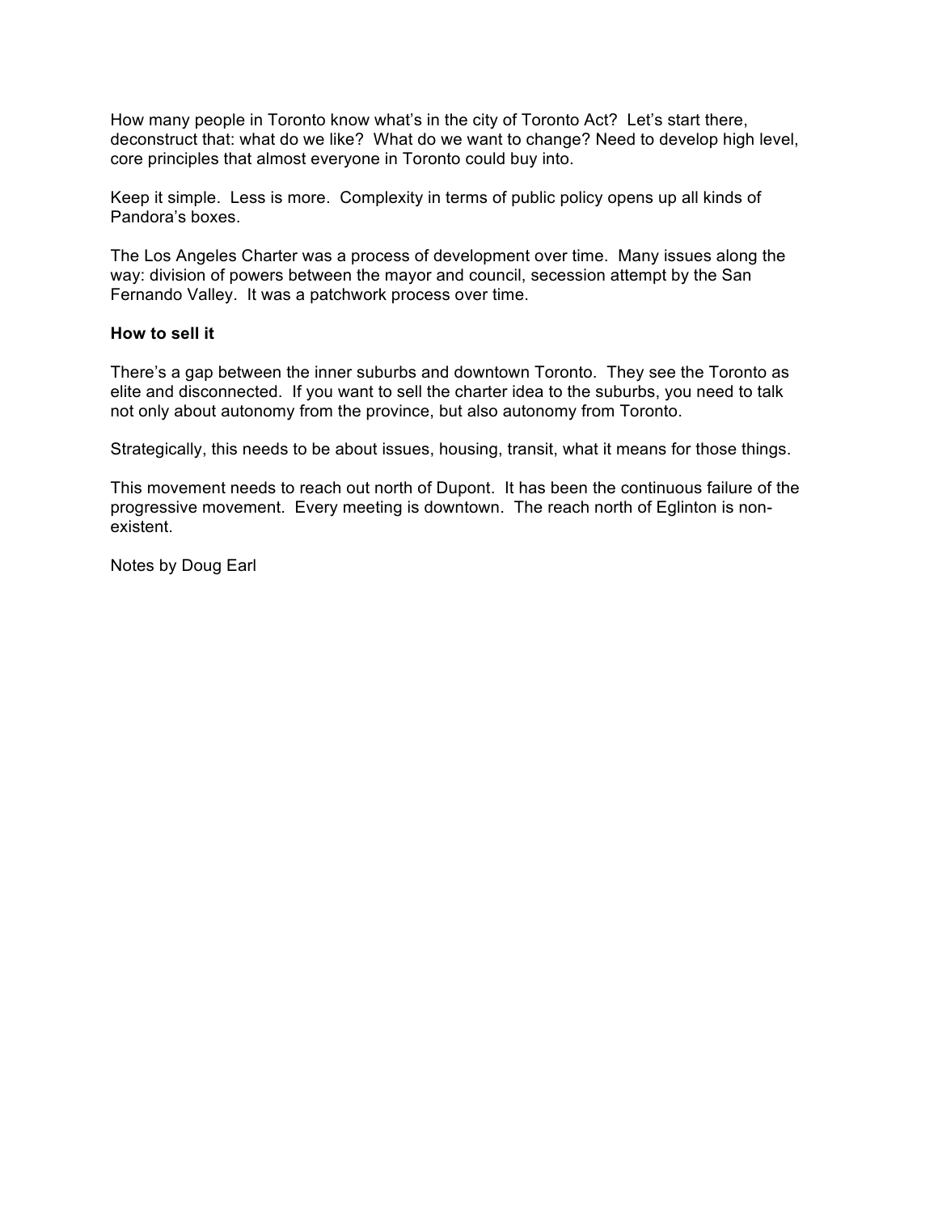How many people in Toronto know what's in the city of Toronto Act? Let's start there, deconstruct that: what do we like? What do we want to change? Need to develop high level, core principles that almost everyone in Toronto could buy into.

Keep it simple. Less is more. Complexity in terms of public policy opens up all kinds of Pandora's boxes.

The Los Angeles Charter was a process of development over time. Many issues along the way: division of powers between the mayor and council, secession attempt by the San Fernando Valley. It was a patchwork process over time.

**How to sell it**

There's a gap between the inner suburbs and downtown Toronto. They see the Toronto as elite and disconnected. If you want to sell the charter idea to the suburbs, you need to talk not only about autonomy from the province, but also autonomy from Toronto.

Strategically, this needs to be about issues, housing, transit, what it means for those things.

This movement needs to reach out north of Dupont. It has been the continuous failure of the progressive movement. Every meeting is downtown. The reach north of Eglinton is non-existent.

Notes by Doug Earl